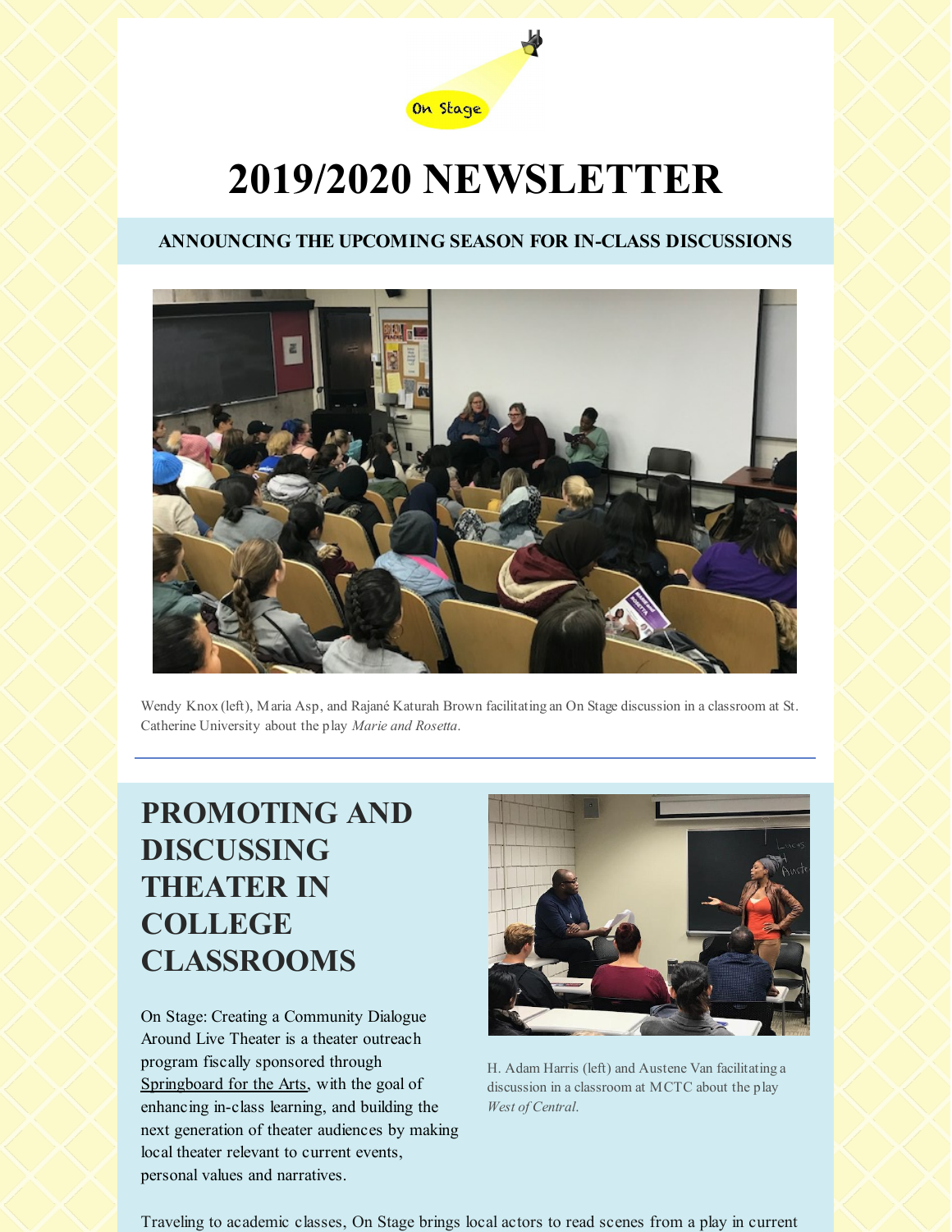On Stage

# 2019/2020 NEWSLETTER

## ANNOUNCING THE UPCOMING SEASON FOR IN-CLASS DISCUSSIONS

Wendy Knox (left), Maria Asp, and Rajané Katurah Brown facilitating an On Stage discussion in a classroom at St. Catherine University about the play *Marie and Rosetta*.

---

## PROMOTING AND DISCUSSING THEATER IN COLLEGE CLASSROOMS

On Stage: Creating a Community Dialogue Around Live Theater is a theater outreach program fiscally sponsored through Springboard for the Arts, with the goal of enhancing in-class learning, and building the next generation of theater audiences by making local theater relevant to current events, personal values and narratives.

H. Adam Harris (left) and Austene Van facilitating a discussion in a classroom at MCTC about the play *West of Central*.

Traveling to academic classes, On Stage brings local actors to read scenes from a play in current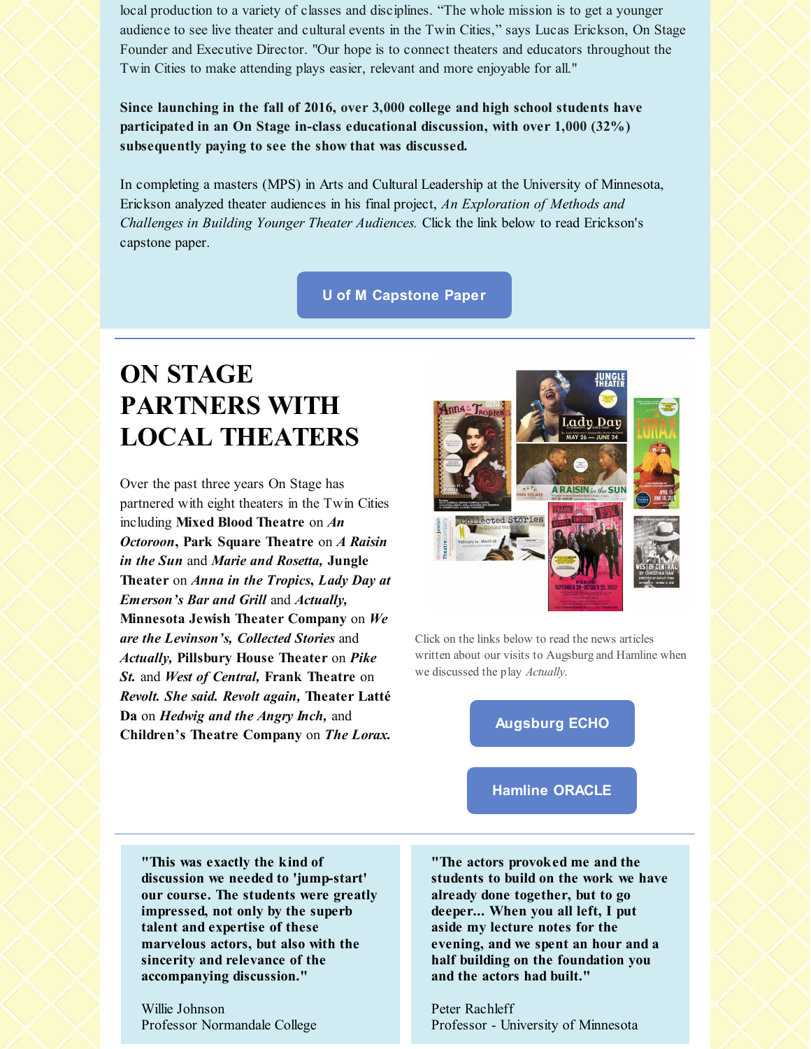local production to a variety of classes and disciplines. “The whole mission is to get a younger audience to see live theater and cultural events in the Twin Cities,” says Lucas Erickson, On Stage Founder and Executive Director. "Our hope is to connect theaters and educators throughout the Twin Cities to make attending plays easier, relevant and more enjoyable for all."

**Since launching in the fall of 2016, over 3,000 college and high school students have participated in an On Stage in-class educational discussion, with over 1,000 (32%) subsequently paying to see the show that was discussed.**

In completing a masters (MPS) in Arts and Cultural Leadership at the University of Minnesota, Erickson analyzed theater audiences in his final project, *An Exploration of Methods and Challenges in Building Younger Theater Audiences.* Click the link below to read Erickson's capstone paper.

U of M Capstone Paper

---

# ON STAGE PARTNERS WITH LOCAL THEATERS

Over the past three years On Stage has partnered with eight theaters in the Twin Cities including **Mixed Blood Theatre** on ***An Octoroon***, **Park Square Theatre** on ***A Raisin in the Sun*** and ***Marie and Rosetta,*** **Jungle Theater** on ***Anna in the Tropics, Lady Day at Emerson's Bar and Grill*** and ***Actually,*** **Minnesota Jewish Theater Company** on ***We are the Levinson's, Collected Stories*** and ***Actually,*** **Pillsbury House Theater** on ***Pike St.*** and ***West of Central,*** **Frank Theatre** on ***Revolt. She said. Revolt again,*** **Theater Latté Da** on ***Hedwig and the Angry Inch,*** and **Children's Theatre Company** on ***The Lorax.***

Click on the links below to read the news articles written about our visits to Augsburg and Hamline when we discussed the play *Actually.*

Augsburg ECHO

Hamline ORACLE

---

**"This was exactly the kind of discussion we needed to 'jump-start' our course. The students were greatly impressed, not only by the superb talent and expertise of these marvelous actors, but also with the sincerity and relevance of the accompanying discussion."**

Willie Johnson
Professor Normandale College

**"The actors provoked me and the students to build on the work we have already done together, but to go deeper... When you all left, I put aside my lecture notes for the evening, and we spent an hour and a half building on the foundation you and the actors had built."**

Peter Rachleff
Professor - University of Minnesota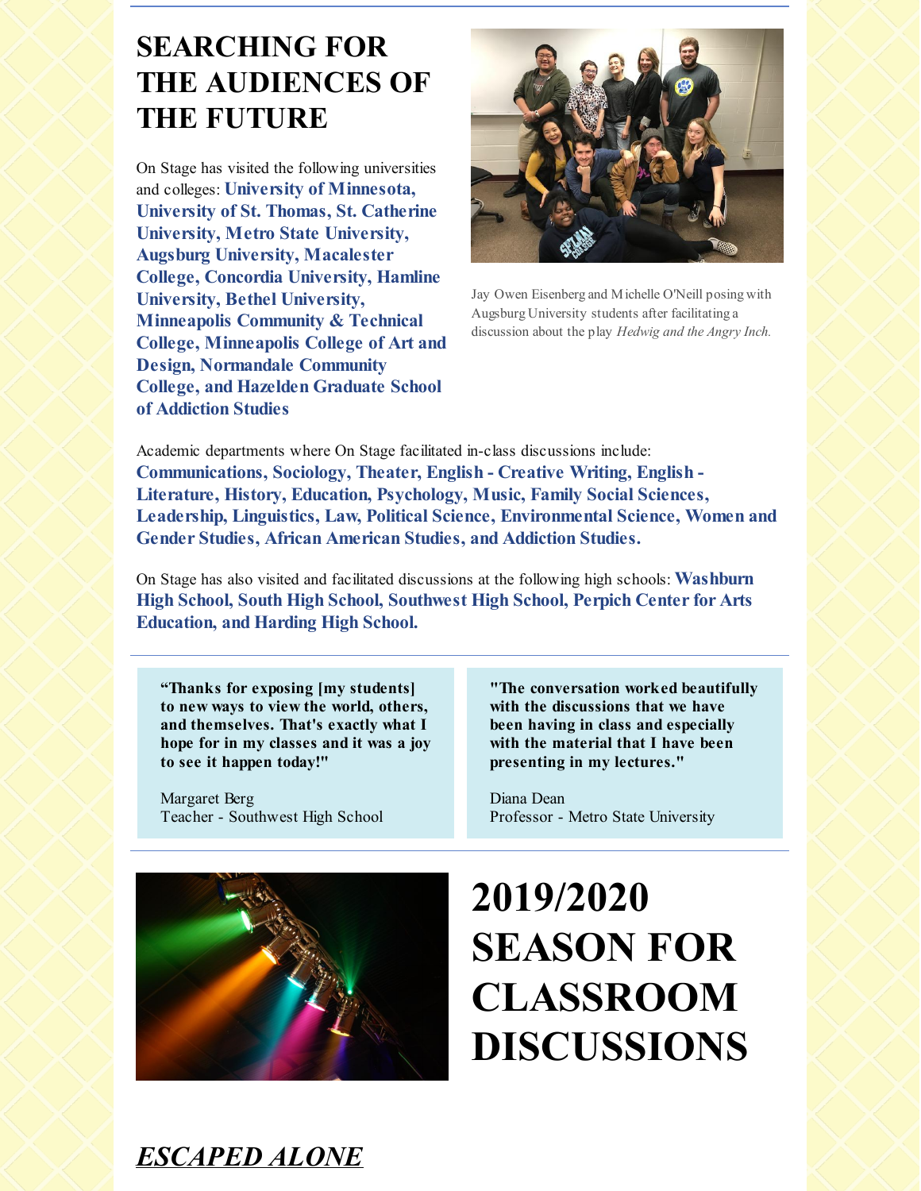# SEARCHING FOR THE AUDIENCES OF THE FUTURE

On Stage has visited the following universities and colleges: **University of Minnesota, University of St. Thomas, St. Catherine University, Metro State University, Augsburg University, Macalester College, Concordia University, Hamline University, Bethel University, Minneapolis Community & Technical College, Minneapolis College of Art and Design, Normandale Community College, and Hazelden Graduate School of Addiction Studies**

Jay Owen Eisenberg and Michelle O'Neill posing with Augsburg University students after facilitating a discussion about the play *Hedwig and the Angry Inch.*

Academic departments where On Stage facilitated in-class discussions include: **Communications, Sociology, Theater, English - Creative Writing, English - Literature, History, Education, Psychology, Music, Family Social Sciences, Leadership, Linguistics, Law, Political Science, Environmental Science, Women and Gender Studies, African American Studies, and Addiction Studies.**

On Stage has also visited and facilitated discussions at the following high schools: **Washburn High School, South High School, Southwest High School, Perpich Center for Arts Education, and Harding High School.**

---

**"Thanks for exposing [my students] to new ways to view the world, others, and themselves. That's exactly what I hope for in my classes and it was a joy to see it happen today!"**

Margaret Berg
Teacher - Southwest High School

**"The conversation worked beautifully with the discussions that we have been having in class and especially with the material that I have been presenting in my lectures."**

Diana Dean
Professor - Metro State University

---

# 2019/2020 SEASON FOR CLASSROOM DISCUSSIONS

## ***ESCAPED ALONE***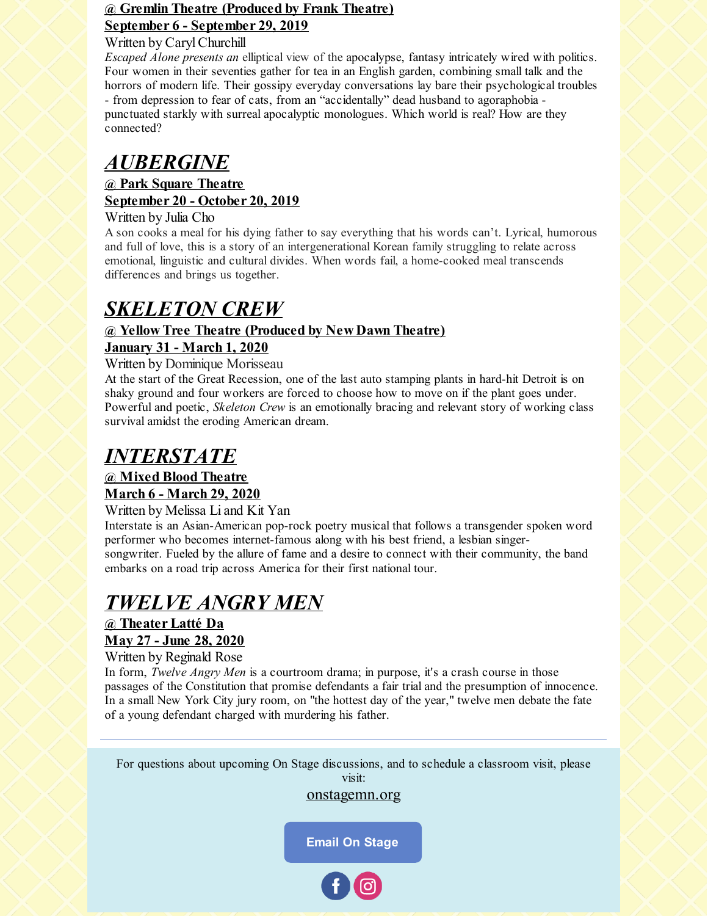**@ Gremlin Theatre (Produced by Frank Theatre)**
**September 6 - September 29, 2019**

Written by Caryl Churchill

*Escaped Alone presents an* elliptical view of the apocalypse, fantasy intricately wired with politics. Four women in their seventies gather for tea in an English garden, combining small talk and the horrors of modern life. Their gossipy everyday conversations lay bare their psychological troubles - from depression to fear of cats, from an "accidentally" dead husband to agoraphobia - punctuated starkly with surreal apocalyptic monologues. Which world is real? How are they connected?

## *AUBERGINE*

**@ Park Square Theatre**
**September 20 - October 20, 2019**

Written by Julia Cho

A son cooks a meal for his dying father to say everything that his words can't. Lyrical, humorous and full of love, this is a story of an intergenerational Korean family struggling to relate across emotional, linguistic and cultural divides. When words fail, a home-cooked meal transcends differences and brings us together.

## *SKELETON CREW*

**@ Yellow Tree Theatre (Produced by New Dawn Theatre)**
**January 31 - March 1, 2020**

Written by Dominique Morisseau

At the start of the Great Recession, one of the last auto stamping plants in hard-hit Detroit is on shaky ground and four workers are forced to choose how to move on if the plant goes under. Powerful and poetic, *Skeleton Crew* is an emotionally bracing and relevant story of working class survival amidst the eroding American dream.

## *INTERSTATE*

**@ Mixed Blood Theatre**
**March 6 - March 29, 2020**

Written by Melissa Li and Kit Yan

Interstate is an Asian-American pop-rock poetry musical that follows a transgender spoken word performer who becomes internet-famous along with his best friend, a lesbian singer-songwriter. Fueled by the allure of fame and a desire to connect with their community, the band embarks on a road trip across America for their first national tour.

## *TWELVE ANGRY MEN*

**@ Theater Latté Da**
**May 27 - June 28, 2020**

Written by Reginald Rose

In form, *Twelve Angry Men* is a courtroom drama; in purpose, it's a crash course in those passages of the Constitution that promise defendants a fair trial and the presumption of innocence. In a small New York City jury room, on "the hottest day of the year," twelve men debate the fate of a young defendant charged with murdering his father.

---

For questions about upcoming On Stage discussions, and to schedule a classroom visit, please visit:

onstagemn.org

Email On Stage